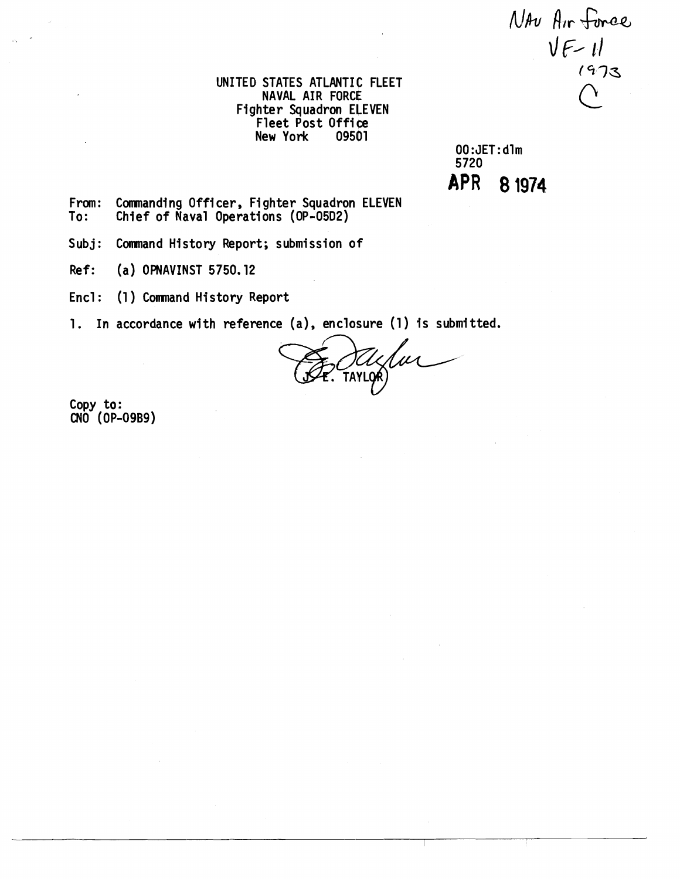NAv Air Force
VF-11
1973
C

UNITED STATES ATLANTIC FLEET
NAVAL AIR FORCE
Fighter Squadron ELEVEN
Fleet Post Office
New York 09501

00:JET:dlm
5720
**APR 8 1974**

From: Commanding Officer, Fighter Squadron ELEVEN
To: Chief of Naval Operations (OP-05D2)

Subj: Command History Report; submission of

Ref: (a) OPNAVINST 5750.12

Encl: (1) Command History Report

1. In accordance with reference (a), enclosure (1) is submitted.

J. E. TAYLOR

Copy to:
CNO (OP-09B9)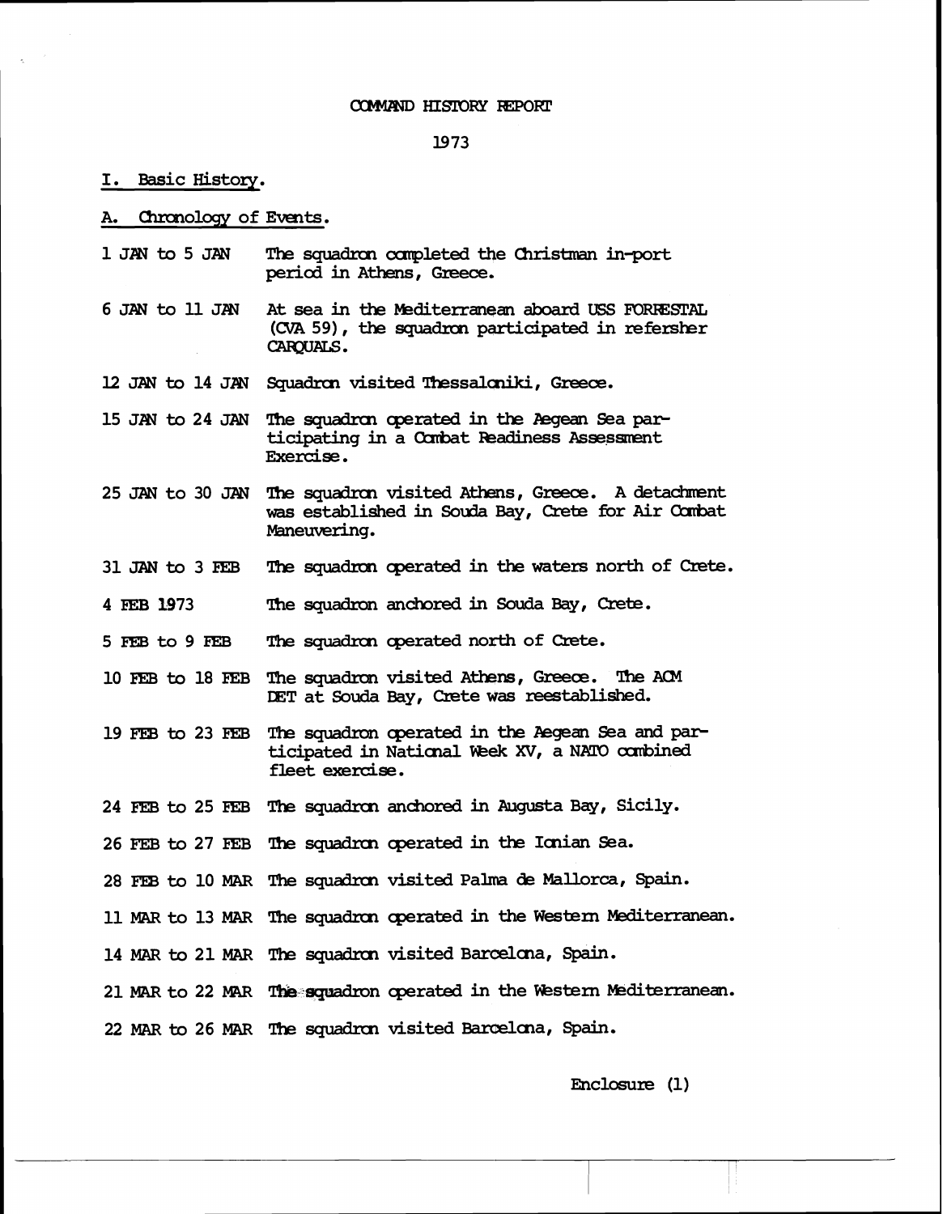COMMAND HISTORY REPORT

1973

## I. Basic History.

### A. Chronology of Events.

| | |
|---|---|
| 1 JAN to 5 JAN | The squadron completed the Christman in-port period in Athens, Greece. |
| 6 JAN to 11 JAN | At sea in the Mediterranean aboard USS FORRESTAL (CVA 59), the squadron participated in refersher CARQUALS. |
| 12 JAN to 14 JAN | Squadron visited Thessaloniki, Greece. |
| 15 JAN to 24 JAN | The squadron operated in the Aegean Sea participating in a Combat Readiness Assessment Exercise. |
| 25 JAN to 30 JAN | The squadron visited Athens, Greece. A detachment was established in Souda Bay, Crete for Air Combat Maneuvering. |
| 31 JAN to 3 FEB | The squadron operated in the waters north of Crete. |
| 4 FEB 1973 | The squadron anchored in Souda Bay, Crete. |
| 5 FEB to 9 FEB | The squadron operated north of Crete. |
| 10 FEB to 18 FEB | The squadron visited Athens, Greece. The ACM DET at Souda Bay, Crete was reestablished. |
| 19 FEB to 23 FEB | The squadron operated in the Aegean Sea and participated in National Week XV, a NATO combined fleet exercise. |
| 24 FEB to 25 FEB | The squadron anchored in Augusta Bay, Sicily. |
| 26 FEB to 27 FEB | The squadron operated in the Ionian Sea. |
| 28 FEB to 10 MAR | The squadron visited Palma de Mallorca, Spain. |
| 11 MAR to 13 MAR | The squadron operated in the Western Mediterranean. |
| 14 MAR to 21 MAR | The squadron visited Barcelona, Spain. |
| 21 MAR to 22 MAR | The squadron operated in the Western Mediterranean. |
| 22 MAR to 26 MAR | The squadron visited Barcelona, Spain. |

Enclosure (1)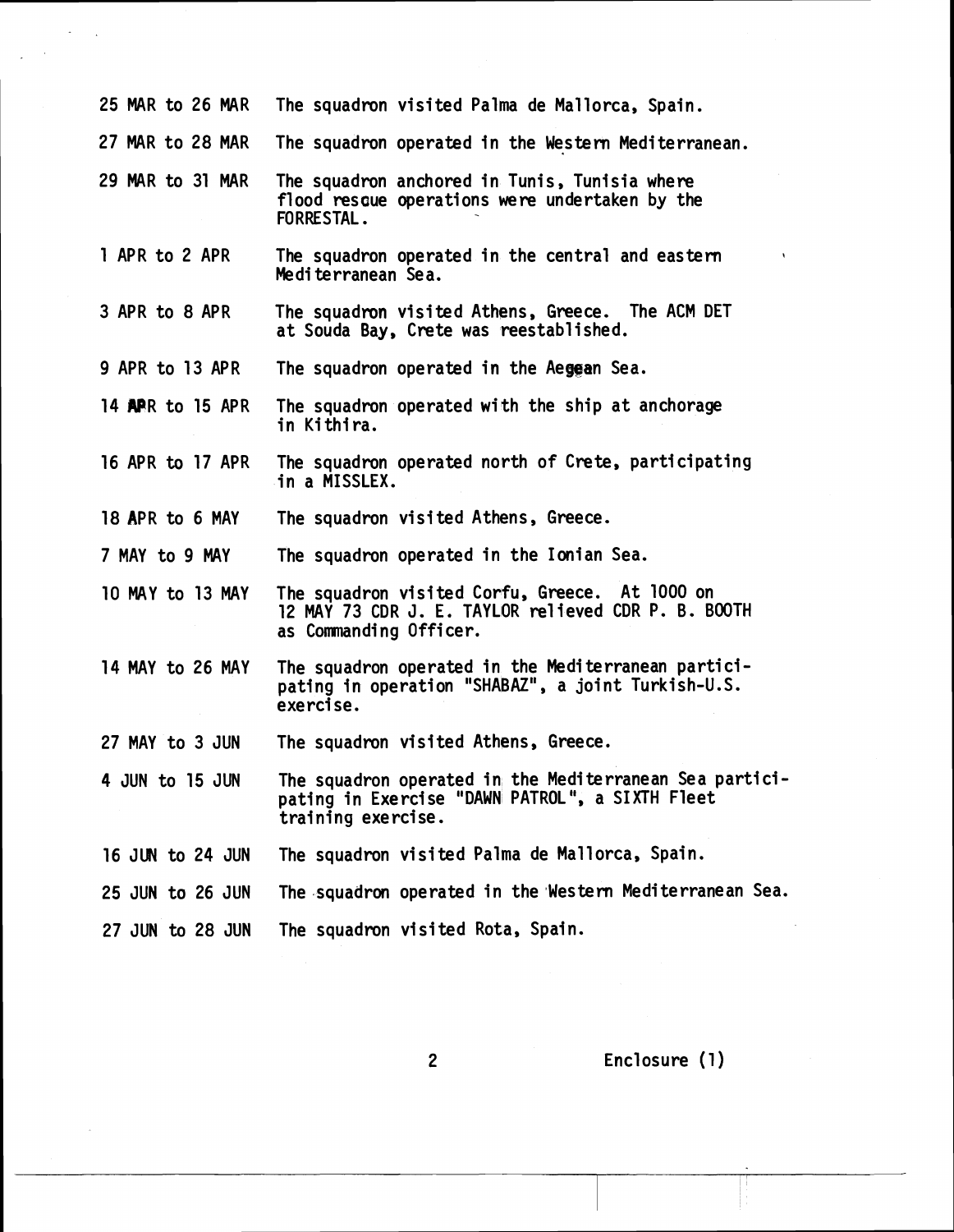| | |
|---|---|
| 25 MAR to 26 MAR | The squadron visited Palma de Mallorca, Spain. |
| 27 MAR to 28 MAR | The squadron operated in the Western Mediterranean. |
| 29 MAR to 31 MAR | The squadron anchored in Tunis, Tunisia where flood rescue operations were undertaken by the FORRESTAL. |
| 1 APR to 2 APR | The squadron operated in the central and eastern Mediterranean Sea. |
| 3 APR to 8 APR | The squadron visited Athens, Greece. The ACM DET at Souda Bay, Crete was reestablished. |
| 9 APR to 13 APR | The squadron operated in the Aegean Sea. |
| 14 APR to 15 APR | The squadron operated with the ship at anchorage in Kithira. |
| 16 APR to 17 APR | The squadron operated north of Crete, participating in a MISSLEX. |
| 18 APR to 6 MAY | The squadron visited Athens, Greece. |
| 7 MAY to 9 MAY | The squadron operated in the Ionian Sea. |
| 10 MAY to 13 MAY | The squadron visited Corfu, Greece. At 1000 on 12 MAY 73 CDR J. E. TAYLOR relieved CDR P. B. BOOTH as Commanding Officer. |
| 14 MAY to 26 MAY | The squadron operated in the Mediterranean participating in operation "SHABAZ", a joint Turkish-U.S. exercise. |
| 27 MAY to 3 JUN | The squadron visited Athens, Greece. |
| 4 JUN to 15 JUN | The squadron operated in the Mediterranean Sea participating in Exercise "DAWN PATROL", a SIXTH Fleet training exercise. |
| 16 JUN to 24 JUN | The squadron visited Palma de Mallorca, Spain. |
| 25 JUN to 26 JUN | The squadron operated in the Western Mediterranean Sea. |
| 27 JUN to 28 JUN | The squadron visited Rota, Spain. |

Enclosure (1)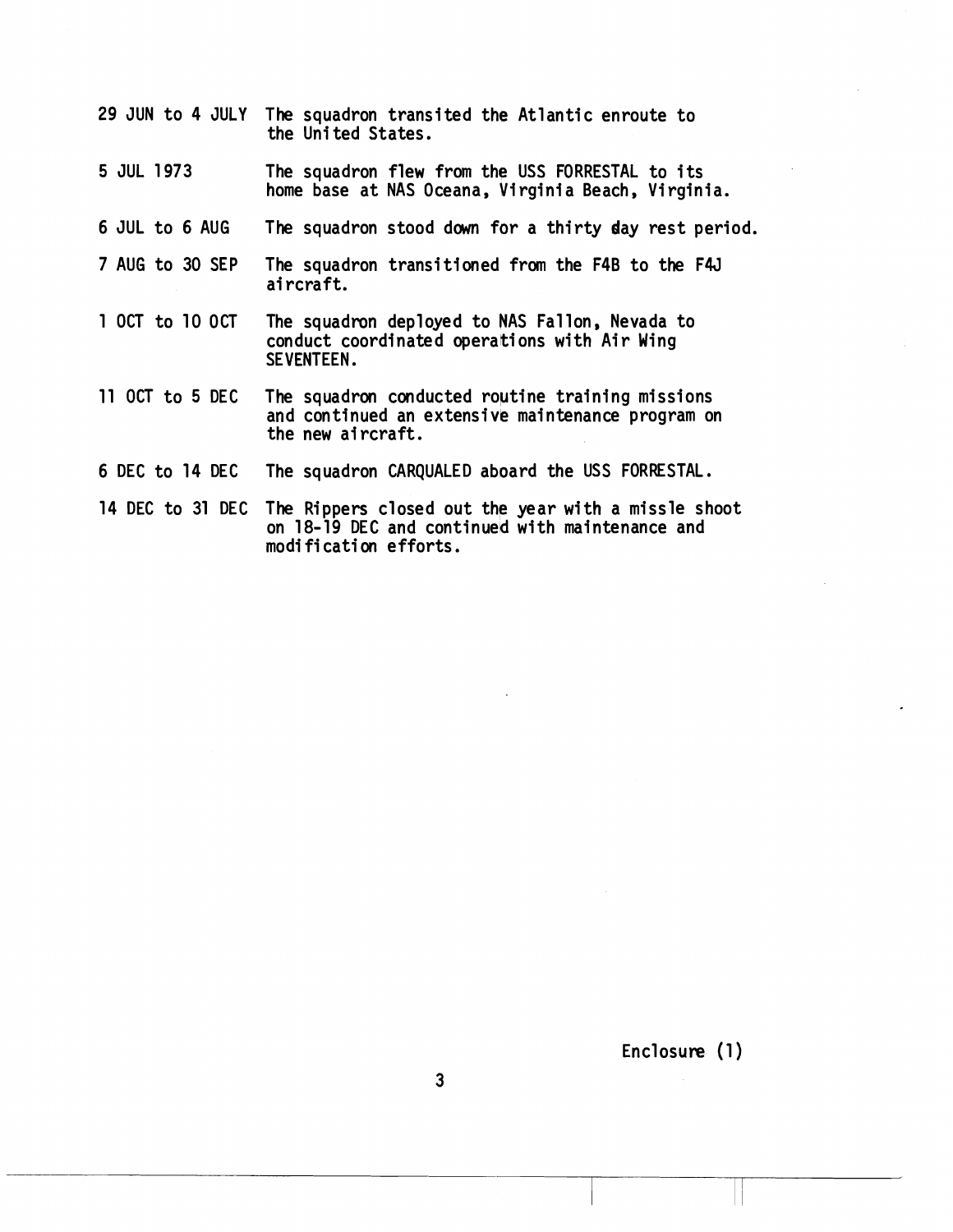| | |
|---|---|
| 29 JUN to 4 JULY | The squadron transited the Atlantic enroute to the United States. |
| 5 JUL 1973 | The squadron flew from the USS FORRESTAL to its home base at NAS Oceana, Virginia Beach, Virginia. |
| 6 JUL to 6 AUG | The squadron stood down for a thirty day rest period. |
| 7 AUG to 30 SEP | The squadron transitioned from the F4B to the F4J aircraft. |
| 1 OCT to 10 OCT | The squadron deployed to NAS Fallon, Nevada to conduct coordinated operations with Air Wing SEVENTEEN. |
| 11 OCT to 5 DEC | The squadron conducted routine training missions and continued an extensive maintenance program on the new aircraft. |
| 6 DEC to 14 DEC | The squadron CARQUALED aboard the USS FORRESTAL. |
| 14 DEC to 31 DEC | The Rippers closed out the year with a missle shoot on 18-19 DEC and continued with maintenance and modification efforts. |

Enclosure (1)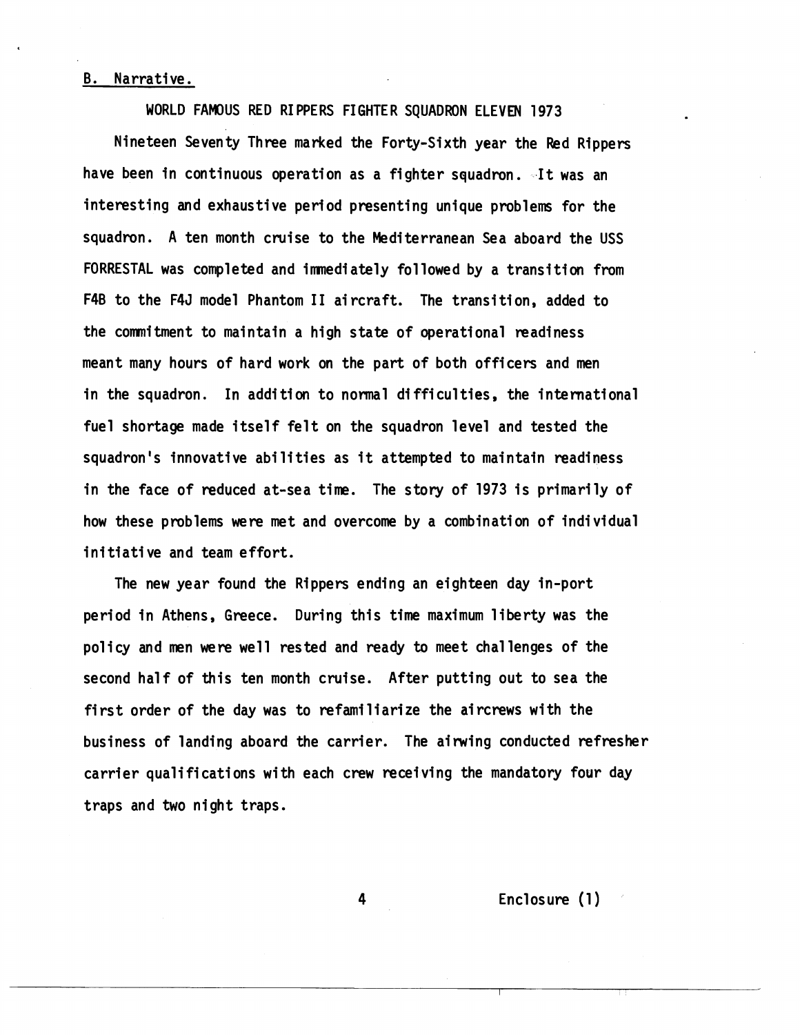## B. Narrative.

WORLD FAMOUS RED RIPPERS FIGHTER SQUADRON ELEVEN 1973

Nineteen Seventy Three marked the Forty-Sixth year the Red Rippers have been in continuous operation as a fighter squadron. It was an interesting and exhaustive period presenting unique problems for the squadron. A ten month cruise to the Mediterranean Sea aboard the USS FORRESTAL was completed and immediately followed by a transition from F4B to the F4J model Phantom II aircraft. The transition, added to the commitment to maintain a high state of operational readiness meant many hours of hard work on the part of both officers and men in the squadron. In addition to normal difficulties, the international fuel shortage made itself felt on the squadron level and tested the squadron's innovative abilities as it attempted to maintain readiness in the face of reduced at-sea time. The story of 1973 is primarily of how these problems were met and overcome by a combination of individual initiative and team effort.

The new year found the Rippers ending an eighteen day in-port period in Athens, Greece. During this time maximum liberty was the policy and men were well rested and ready to meet challenges of the second half of this ten month cruise. After putting out to sea the first order of the day was to refamiliarize the aircrews with the business of landing aboard the carrier. The airwing conducted refresher carrier qualifications with each crew receiving the mandatory four day traps and two night traps.

Enclosure (1)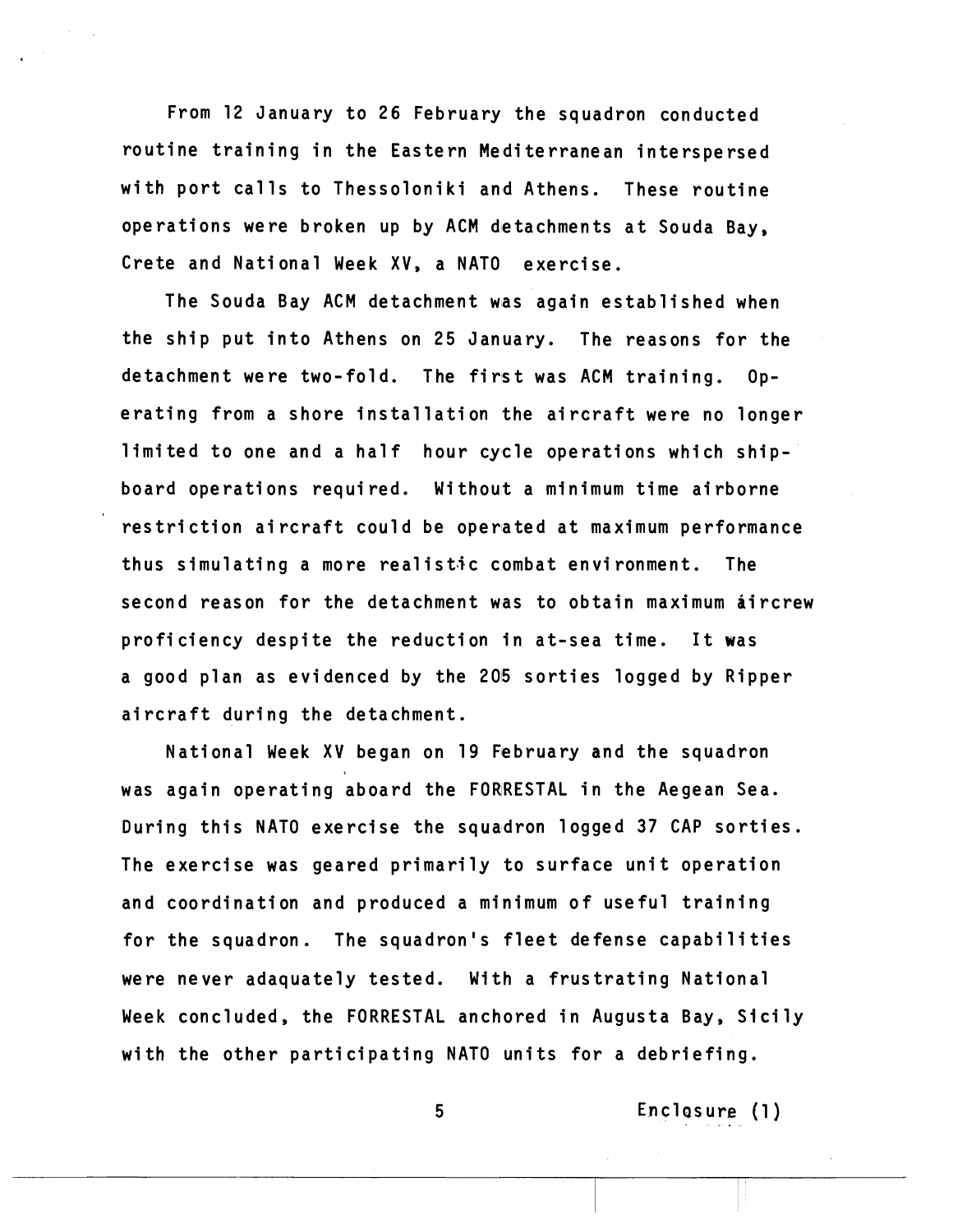From 12 January to 26 February the squadron conducted routine training in the Eastern Mediterranean interspersed with port calls to Thessoloniki and Athens. These routine operations were broken up by ACM detachments at Souda Bay, Crete and National Week XV, a NATO exercise.

The Souda Bay ACM detachment was again established when the ship put into Athens on 25 January. The reasons for the detachment were two-fold. The first was ACM training. Operating from a shore installation the aircraft were no longer limited to one and a half hour cycle operations which shipboard operations required. Without a minimum time airborne restriction aircraft could be operated at maximum performance thus simulating a more realistic combat environment. The second reason for the detachment was to obtain maximum aircrew proficiency despite the reduction in at-sea time. It was a good plan as evidenced by the 205 sorties logged by Ripper aircraft during the detachment.

National Week XV began on 19 February and the squadron was again operating aboard the FORRESTAL in the Aegean Sea. During this NATO exercise the squadron logged 37 CAP sorties. The exercise was geared primarily to surface unit operation and coordination and produced a minimum of useful training for the squadron. The squadron's fleet defense capabilities were never adaquately tested. With a frustrating National Week concluded, the FORRESTAL anchored in Augusta Bay, Sicily with the other participating NATO units for a debriefing.

Enclosure (1)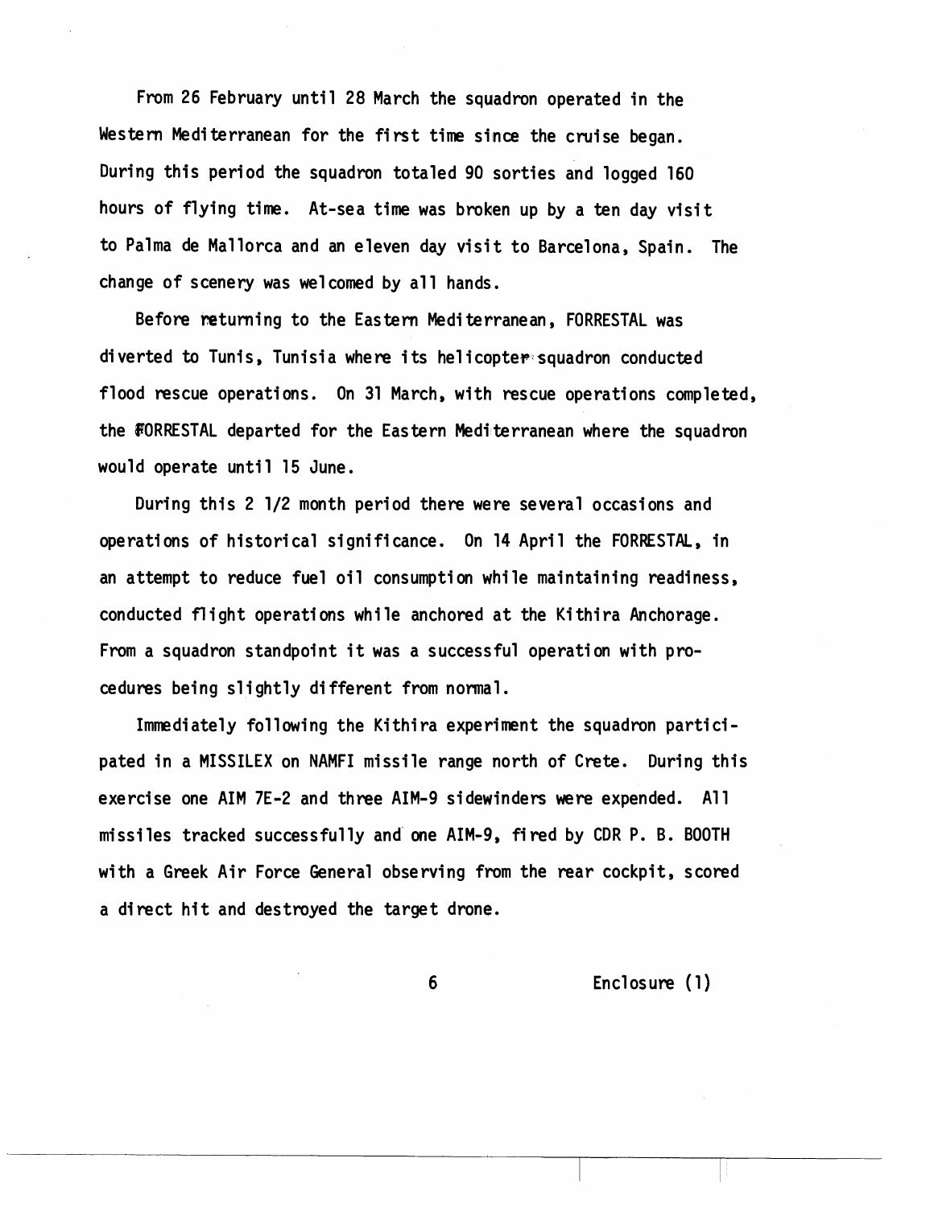From 26 February until 28 March the squadron operated in the Western Mediterranean for the first time since the cruise began. During this period the squadron totaled 90 sorties and logged 160 hours of flying time. At-sea time was broken up by a ten day visit to Palma de Mallorca and an eleven day visit to Barcelona, Spain. The change of scenery was welcomed by all hands.

Before returning to the Eastern Mediterranean, FORRESTAL was diverted to Tunis, Tunisia where its helicopter squadron conducted flood rescue operations. On 31 March, with rescue operations completed, the FORRESTAL departed for the Eastern Mediterranean where the squadron would operate until 15 June.

During this 2 1/2 month period there were several occasions and operations of historical significance. On 14 April the FORRESTAL, in an attempt to reduce fuel oil consumption while maintaining readiness, conducted flight operations while anchored at the Kithira Anchorage. From a squadron standpoint it was a successful operation with procedures being slightly different from normal.

Immediately following the Kithira experiment the squadron participated in a MISSILEX on NAMFI missile range north of Crete. During this exercise one AIM 7E-2 and three AIM-9 sidewinders were expended. All missiles tracked successfully and one AIM-9, fired by CDR P. B. BOOTH with a Greek Air Force General observing from the rear cockpit, scored a direct hit and destroyed the target drone.

Enclosure (1)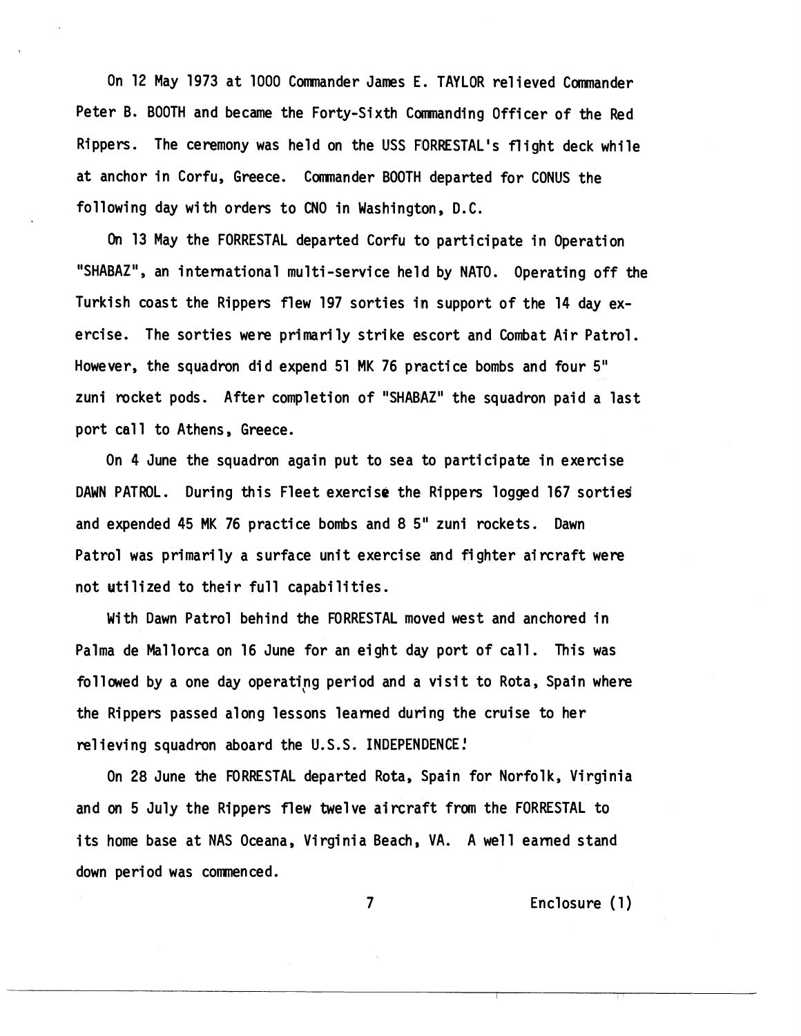On 12 May 1973 at 1000 Commander James E. TAYLOR relieved Commander Peter B. BOOTH and became the Forty-Sixth Commanding Officer of the Red Rippers. The ceremony was held on the USS FORRESTAL's flight deck while at anchor in Corfu, Greece. Commander BOOTH departed for CONUS the following day with orders to CNO in Washington, D.C.

On 13 May the FORRESTAL departed Corfu to participate in Operation "SHABAZ", an international multi-service held by NATO. Operating off the Turkish coast the Rippers flew 197 sorties in support of the 14 day exercise. The sorties were primarily strike escort and Combat Air Patrol. However, the squadron did expend 51 MK 76 practice bombs and four 5" zuni rocket pods. After completion of "SHABAZ" the squadron paid a last port call to Athens, Greece.

On 4 June the squadron again put to sea to participate in exercise DAWN PATROL. During this Fleet exercise the Rippers logged 167 sorties and expended 45 MK 76 practice bombs and 8 5" zuni rockets. Dawn Patrol was primarily a surface unit exercise and fighter aircraft were not utilized to their full capabilities.

With Dawn Patrol behind the FORRESTAL moved west and anchored in Palma de Mallorca on 16 June for an eight day port of call. This was followed by a one day operating period and a visit to Rota, Spain where the Rippers passed along lessons learned during the cruise to her relieving squadron aboard the U.S.S. INDEPENDENCE!

On 28 June the FORRESTAL departed Rota, Spain for Norfolk, Virginia and on 5 July the Rippers flew twelve aircraft from the FORRESTAL to its home base at NAS Oceana, Virginia Beach, VA. A well earned stand down period was commenced.

Enclosure (1)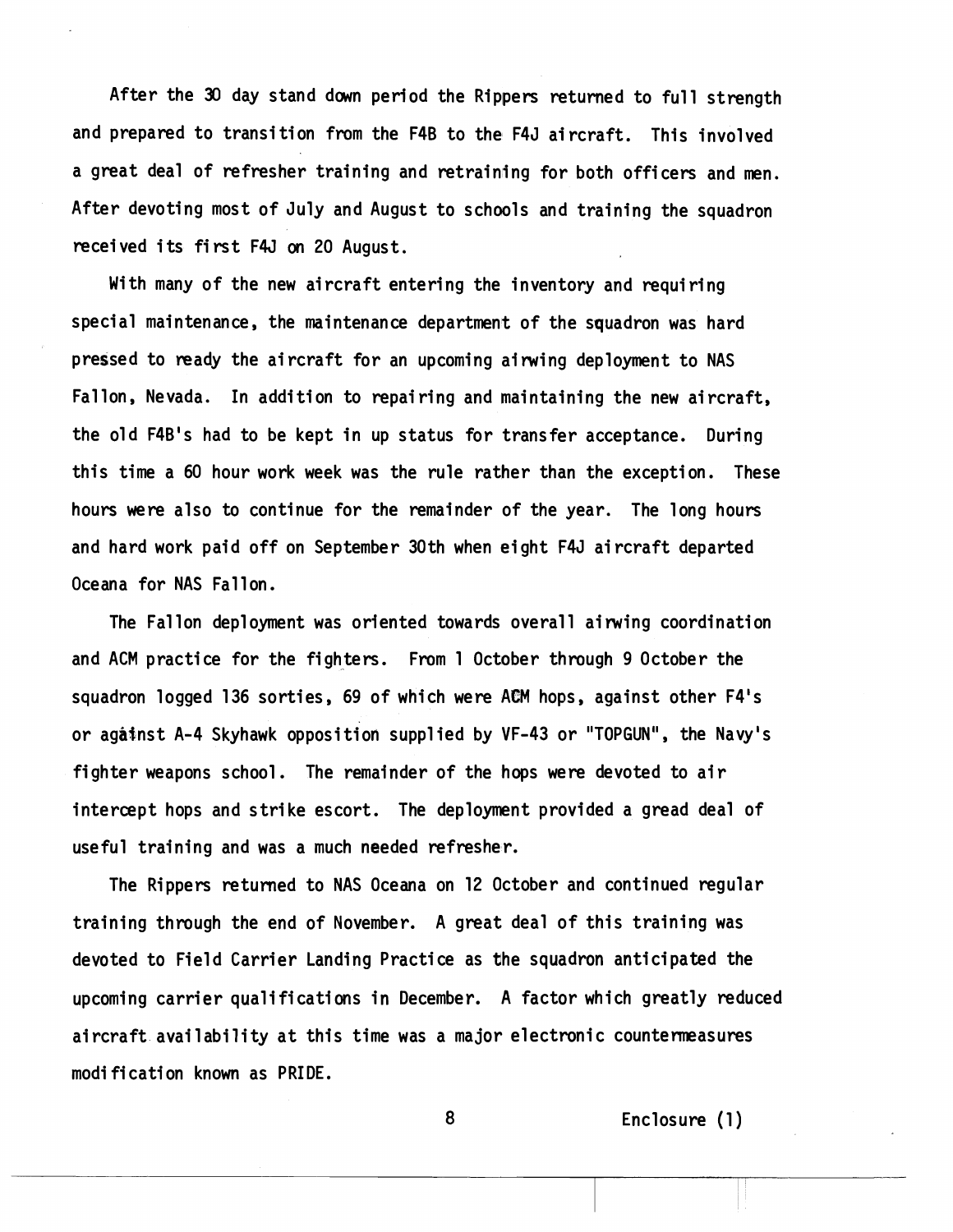After the 30 day stand down period the Rippers returned to full strength and prepared to transition from the F4B to the F4J aircraft. This involved a great deal of refresher training and retraining for both officers and men. After devoting most of July and August to schools and training the squadron received its first F4J on 20 August.

With many of the new aircraft entering the inventory and requiring special maintenance, the maintenance department of the squadron was hard pressed to ready the aircraft for an upcoming airwing deployment to NAS Fallon, Nevada. In addition to repairing and maintaining the new aircraft, the old F4B's had to be kept in up status for transfer acceptance. During this time a 60 hour work week was the rule rather than the exception. These hours were also to continue for the remainder of the year. The long hours and hard work paid off on September 30th when eight F4J aircraft departed Oceana for NAS Fallon.

The Fallon deployment was oriented towards overall airwing coordination and ACM practice for the fighters. From 1 October through 9 October the squadron logged 136 sorties, 69 of which were ACM hops, against other F4's or against A-4 Skyhawk opposition supplied by VF-43 or "TOPGUN", the Navy's fighter weapons school. The remainder of the hops were devoted to air intercept hops and strike escort. The deployment provided a gread deal of useful training and was a much needed refresher.

The Rippers returned to NAS Oceana on 12 October and continued regular training through the end of November. A great deal of this training was devoted to Field Carrier Landing Practice as the squadron anticipated the upcoming carrier qualifications in December. A factor which greatly reduced aircraft availability at this time was a major electronic countermeasures modification known as PRIDE.

Enclosure (1)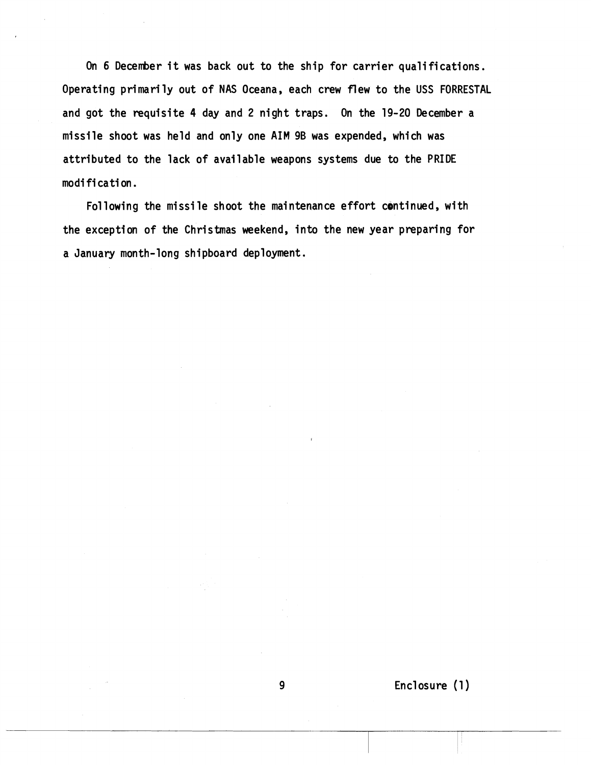On 6 December it was back out to the ship for carrier qualifications. Operating primarily out of NAS Oceana, each crew flew to the USS FORRESTAL and got the requisite 4 day and 2 night traps. On the 19-20 December a missile shoot was held and only one AIM 9B was expended, which was attributed to the lack of available weapons systems due to the PRIDE modification.

Following the missile shoot the maintenance effort continued, with the exception of the Christmas weekend, into the new year preparing for a January month-long shipboard deployment.

Enclosure (1)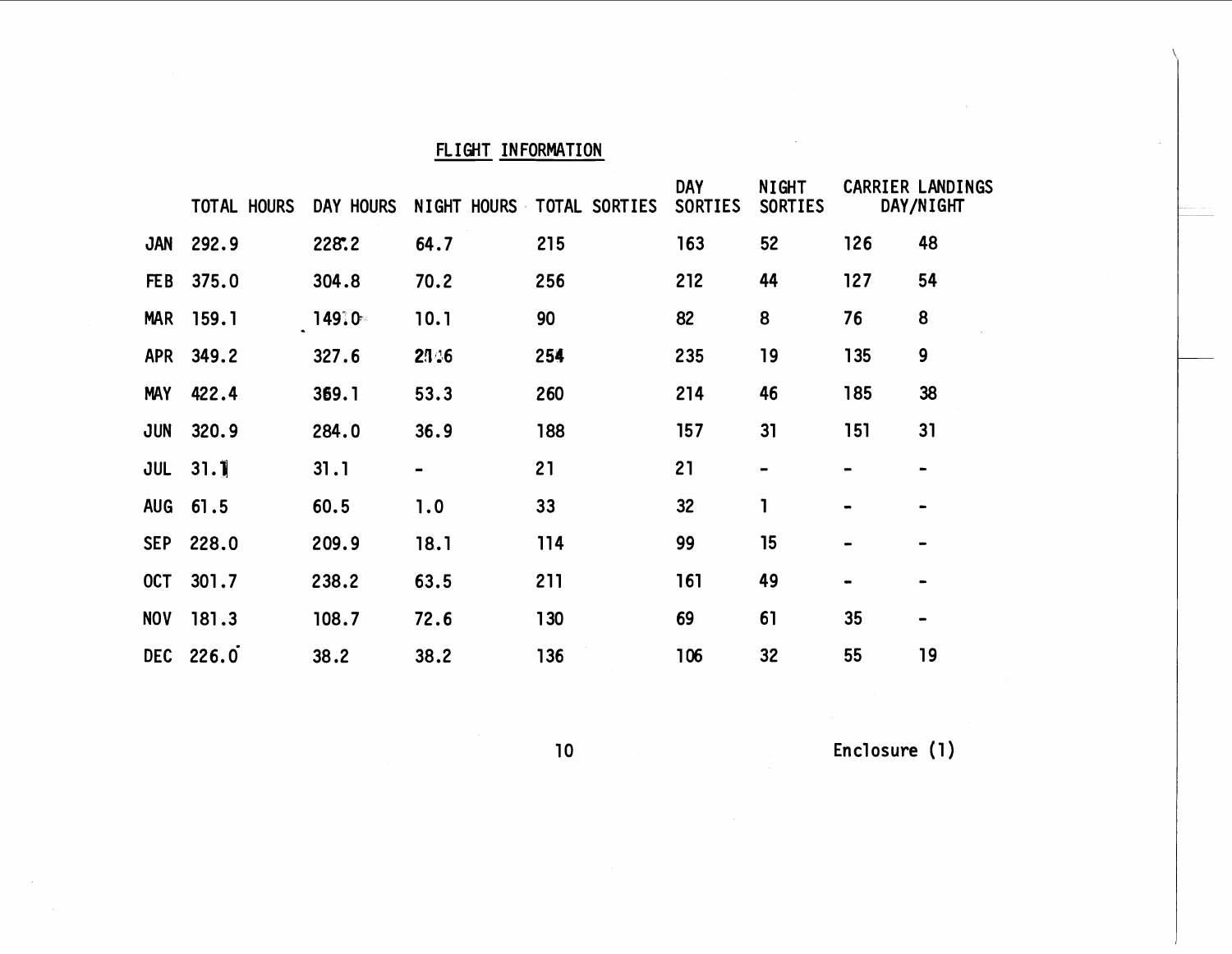## FLIGHT INFORMATION

| | TOTAL HOURS | DAY HOURS | NIGHT HOURS | TOTAL SORTIES | DAY SORTIES | NIGHT SORTIES | CARRIER LANDINGS DAY/NIGHT | |
|---|---|---|---|---|---|---|---|---|
| JAN | 292.9 | 228.2 | 64.7 | 215 | 163 | 52 | 126 | 48 |
| FEB | 375.0 | 304.8 | 70.2 | 256 | 212 | 44 | 127 | 54 |
| MAR | 159.1 | 149.0 | 10.1 | 90 | 82 | 8 | 76 | 8 |
| APR | 349.2 | 21.6 | 21.6 | 254 | 235 | 19 | 135 | 9 |
| MAY | 422.4 | 369.1 | 53.3 | 260 | 214 | 46 | 185 | 38 |
| JUN | 320.9 | 284.0 | 36.9 | 188 | 157 | 31 | 151 | 31 |
| JUL | 31.1 | 31.1 | - | 21 | 21 | - | - | - |
| AUG | 61.5 | 60.5 | 1.0 | 33 | 32 | 1 | - | - |
| SEP | 228.0 | 209.9 | 18.1 | 114 | 99 | 15 | - | - |
| OCT | 301.7 | 238.2 | 63.5 | 211 | 161 | 49 | - | - |
| NOV | 181.3 | 108.7 | 72.6 | 130 | 69 | 61 | 35 | - |
| DEC | 226.0 | 38.2 | 38.2 | 136 | 106 | 32 | 55 | 19 |

Enclosure (1)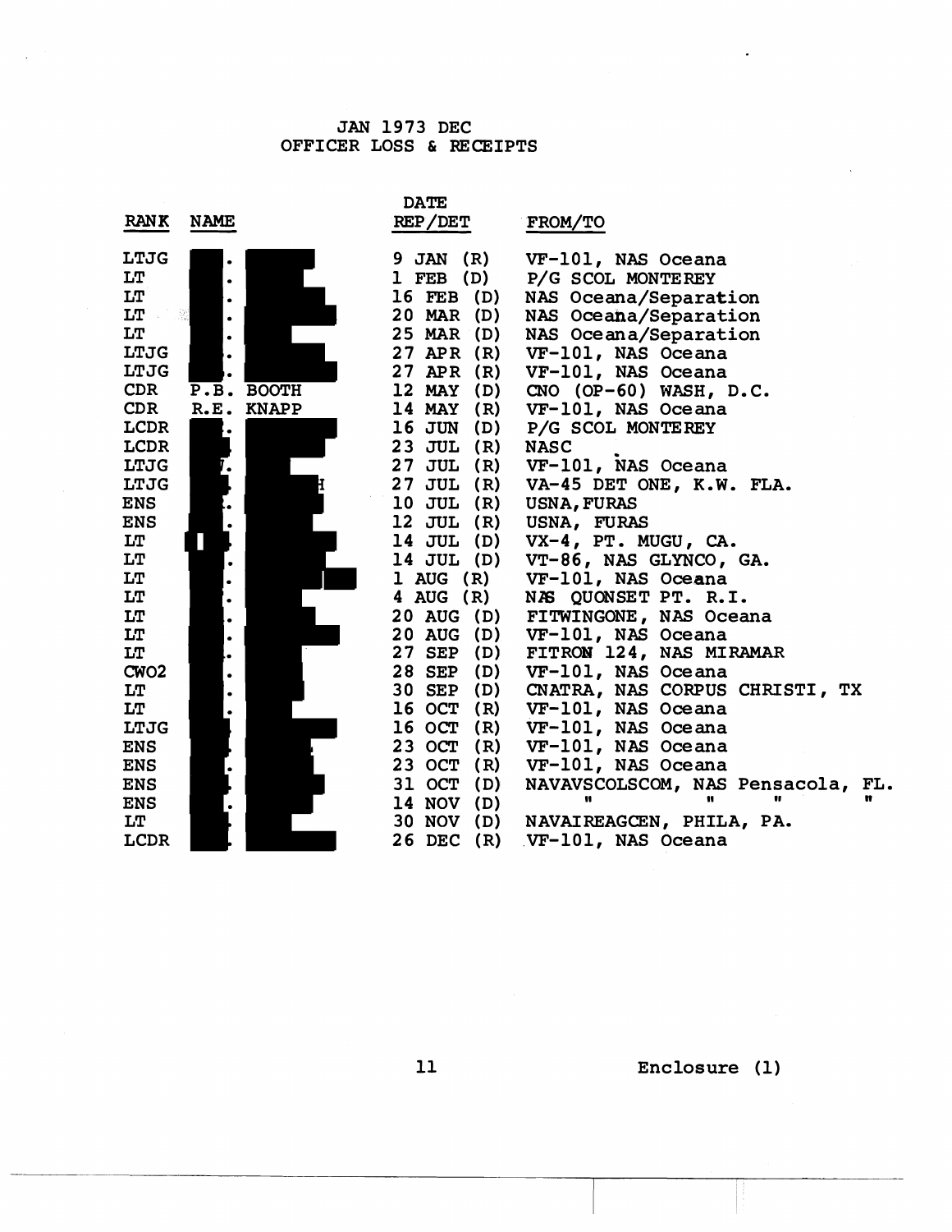JAN 1973 DEC
OFFICER LOSS & RECEIPTS

| RANK | NAME | DATE REP/DET | FROM/TO |
|---|---|---|---|
| LTJG | . | 9 JAN (R) | VF-101, NAS Oceana |
| LT | . | 1 FEB (D) | P/G SCOL MONTEREY |
| LT | . | 16 FEB (D) | NAS Oceana/Separation |
| LT | . | 20 MAR (D) | NAS Oceana/Separation |
| LT | . | 25 MAR (D) | NAS Oceana/Separation |
| LTJG | . | 27 APR (R) | VF-101, NAS Oceana |
| LTJG | . | 27 APR (R) | VF-101, NAS Oceana |
| CDR | P.B. BOOTH | 12 MAY (D) | CNO (OP-60) WASH, D.C. |
| CDR | R.E. KNAPP | 14 MAY (R) | VF-101, NAS Oceana |
| LCDR | . | 16 JUN (D) | P/G SCOL MONTEREY |
| LCDR | | 23 JUL (R) | NASC |
| LTJG | . | 27 JUL (R) | VF-101, NAS Oceana |
| LTJG | H | 27 JUL (R) | VA-45 DET ONE, K.W. FLA. |
| ENS | . | 10 JUL (R) | USNA, FURAS |
| ENS | . | 12 JUL (R) | USNA, FURAS |
| LT | | 14 JUL (D) | VX-4, PT. MUGU, CA. |
| LT | . | 14 JUL (D) | VT-86, NAS GLYNCO, GA. |
| LT | . | 1 AUG (R) | VF-101, NAS Oceana |
| LT | . | 4 AUG (R) | NAS QUONSET PT. R.I. |
| LT | . | 20 AUG (D) | FITWINGONE, NAS Oceana |
| LT | . | 20 AUG (D) | VF-101, NAS Oceana |
| LT | . | 27 SEP (D) | FITRON 124, NAS MIRAMAR |
| CWO2 | . | 28 SEP (D) | VF-101, NAS Oceana |
| LT | . | 30 SEP (D) | CNATRA, NAS CORPUS CHRISTI, TX |
| LT | . | 16 OCT (R) | VF-101, NAS Oceana |
| LTJG | | 16 OCT (R) | VF-101, NAS Oceana |
| ENS | | 23 OCT (R) | VF-101, NAS Oceana |
| ENS | . | 23 OCT (R) | VF-101, NAS Oceana |
| ENS | | 31 OCT (D) | NAVAVSCOLSCOM, NAS Pensacola, FL. |
| ENS | . | 14 NOV (D) | " " " " |
| LT | | 30 NOV (D) | NAVAIREAGCEN, PHILA, PA. |
| LCDR | | 26 DEC (R) | VF-101, NAS Oceana |

Enclosure (1)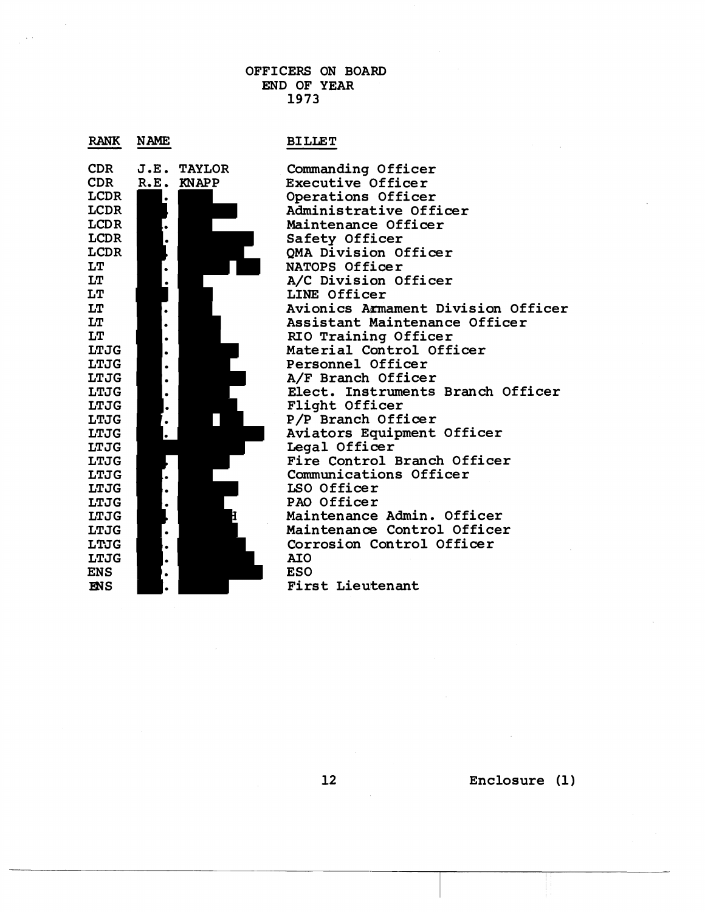OFFICERS ON BOARD
END OF YEAR
1973

| RANK | NAME | BILLET |
|---|---|---|
| CDR | J.E. TAYLOR | Commanding Officer |
| CDR | R.E. KNAPP | Executive Officer |
| LCDR | | Operations Officer |
| LCDR | | Administrative Officer |
| LCDR | | Maintenance Officer |
| LCDR | | Safety Officer |
| LCDR | | QMA Division Officer |
| LT | | NATOPS Officer |
| LT | | A/C Division Officer |
| LT | | LINE Officer |
| LT | | Avionics Armament Division Officer |
| LT | | Assistant Maintenance Officer |
| LT | | RIO Training Officer |
| LTJG | | Material Control Officer |
| LTJG | | Personnel Officer |
| LTJG | | A/F Branch Officer |
| LTJG | | Elect. Instruments Branch Officer |
| LTJG | | Flight Officer |
| LTJG | | P/P Branch Officer |
| LTJG | | Aviators Equipment Officer |
| LTJG | | Legal Officer |
| LTJG | | Fire Control Branch Officer |
| LTJG | | Communications Officer |
| LTJG | | LSO Officer |
| LTJG | | PAO Officer |
| LTJG | | Maintenance Admin. Officer |
| LTJG | | Maintenance Control Officer |
| LTJG | | Corrosion Control Officer |
| LTJG | | AIO |
| ENS | | ESO |
| ENS | | First Lieutenant |

Enclosure (1)